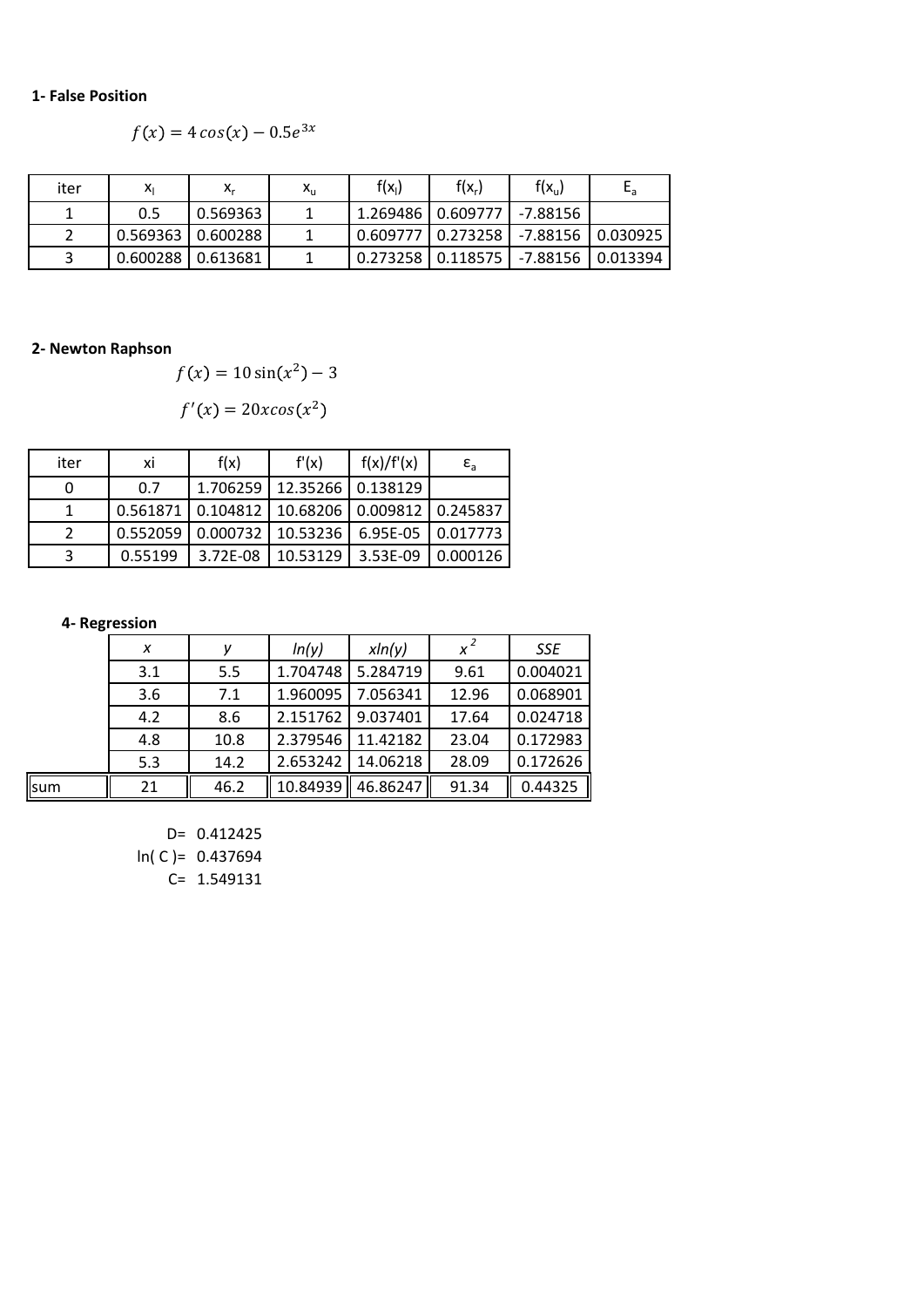**1- False Position**

$$f(x) = 4\,cos(x) - 0.5e^{3x}$$

| iter | $x_l$ | $x_r$ | $x_u$ | $f(x_l)$ | $f(x_r)$ | $f(x_u)$ | $E_a$ |
|---|---|---|---|---|---|---|---|
| 1 | 0.5 | 0.569363 | 1 | 1.269486 | 0.609777 | -7.88156 | |
| 2 | 0.569363 | 0.600288 | 1 | 0.609777 | 0.273258 | -7.88156 | 0.030925 |
| 3 | 0.600288 | 0.613681 | 1 | 0.273258 | 0.118575 | -7.88156 | 0.013394 |

**2- Newton Raphson**

$$f(x) = 10\sin(x^2) - 3$$

$$f'(x) = 20xcos(x^2)$$

| iter | xi | f(x) | f'(x) | f(x)/f'(x) | $\varepsilon_a$ |
|---|---|---|---|---|---|
| 0 | 0.7 | 1.706259 | 12.35266 | 0.138129 | |
| 1 | 0.561871 | 0.104812 | 10.68206 | 0.009812 | 0.245837 |
| 2 | 0.552059 | 0.000732 | 10.53236 | 6.95E-05 | 0.017773 |
| 3 | 0.55199 | 3.72E-08 | 10.53129 | 3.53E-09 | 0.000126 |

**4- Regression**

| | *x* | *y* | *ln(y)* | *xln(y)* | $x^2$ | *SSE* |
|---|---|---|---|---|---|---|
| | 3.1 | 5.5 | 1.704748 | 5.284719 | 9.61 | 0.004021 |
| | 3.6 | 7.1 | 1.960095 | 7.056341 | 12.96 | 0.068901 |
| | 4.2 | 8.6 | 2.151762 | 9.037401 | 17.64 | 0.024718 |
| | 4.8 | 10.8 | 2.379546 | 11.42182 | 23.04 | 0.172983 |
| | 5.3 | 14.2 | 2.653242 | 14.06218 | 28.09 | 0.172626 |
| sum | 21 | 46.2 | 10.84939 | 46.86247 | 91.34 | 0.44325 |

D= 0.412425

ln( C )= 0.437694

C= 1.549131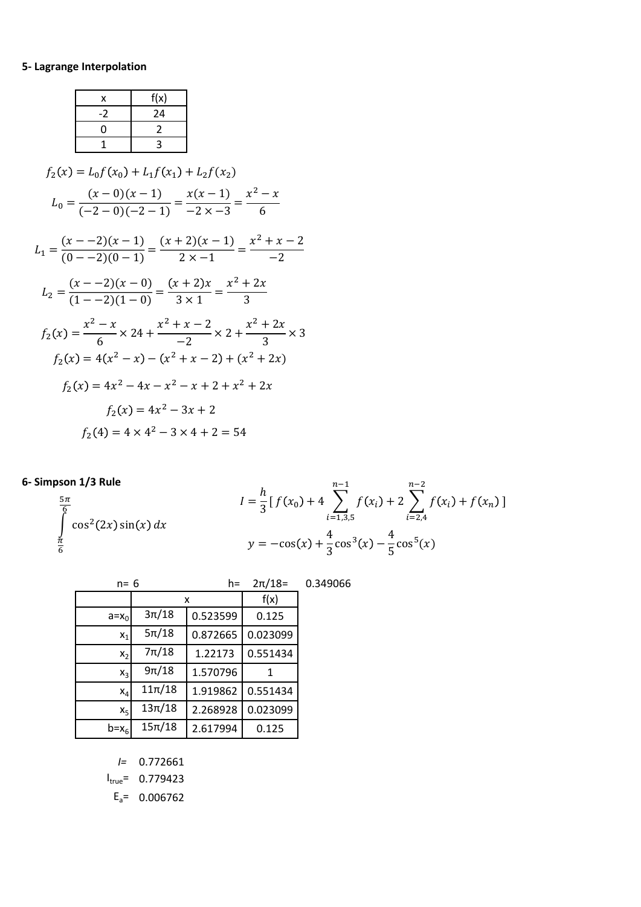**5- Lagrange Interpolation**

| x | f(x) |
| --- | --- |
| -2 | 24 |
| 0 | 2 |
| 1 | 3 |

$$f_2(x) = L_0 f(x_0) + L_1 f(x_1) + L_2 f(x_2)$$

$$L_0 = \frac{(x-0)(x-1)}{(-2-0)(-2-1)} = \frac{x(x-1)}{-2 \times -3} = \frac{x^2 - x}{6}$$

$$L_1 = \frac{(x--2)(x-1)}{(0--2)(0-1)} = \frac{(x+2)(x-1)}{2 \times -1} = \frac{x^2 + x - 2}{-2}$$

$$L_2 = \frac{(x--2)(x-0)}{(1--2)(1-0)} = \frac{(x+2)x}{3 \times 1} = \frac{x^2 + 2x}{3}$$

$$f_2(x) = \frac{x^2 - x}{6} \times 24 + \frac{x^2 + x - 2}{-2} \times 2 + \frac{x^2 + 2x}{3} \times 3$$

$$f_2(x) = 4(x^2 - x) - (x^2 + x - 2) + (x^2 + 2x)$$

$$f_2(x) = 4x^2 - 4x - x^2 - x + 2 + x^2 + 2x$$

$$f_2(x) = 4x^2 - 3x + 2$$

$$f_2(4) = 4 \times 4^2 - 3 \times 4 + 2 = 54$$

**6- Simpson 1/3 Rule**

$$\int_{\frac{\pi}{6}}^{\frac{5\pi}{6}} \cos^2(2x)\sin(x)\,dx$$

$$I = \frac{h}{3}\left[f(x_0) + 4\sum_{i=1,3,5}^{n-1} f(x_i) + 2\sum_{i=2,4}^{n-2} f(x_i) + f(x_n)\right]$$

$$y = -\cos(x) + \frac{4}{3}\cos^3(x) - \frac{4}{5}\cos^5(x)$$

n= 6 h= 2π/18= 0.349066

| | x | | f(x) |
| --- | --- | --- | --- |
| a=$x_0$ | 3π/18 | 0.523599 | 0.125 |
| $x_1$ | 5π/18 | 0.872665 | 0.023099 |
| $x_2$ | 7π/18 | 1.22173 | 0.551434 |
| $x_3$ | 9π/18 | 1.570796 | 1 |
| $x_4$ | 11π/18 | 1.919862 | 0.551434 |
| $x_5$ | 13π/18 | 2.268928 | 0.023099 |
| b=$x_6$ | 15π/18 | 2.617994 | 0.125 |

$I$= 0.772661

$I_{true}$= 0.779423

$E_a$= 0.006762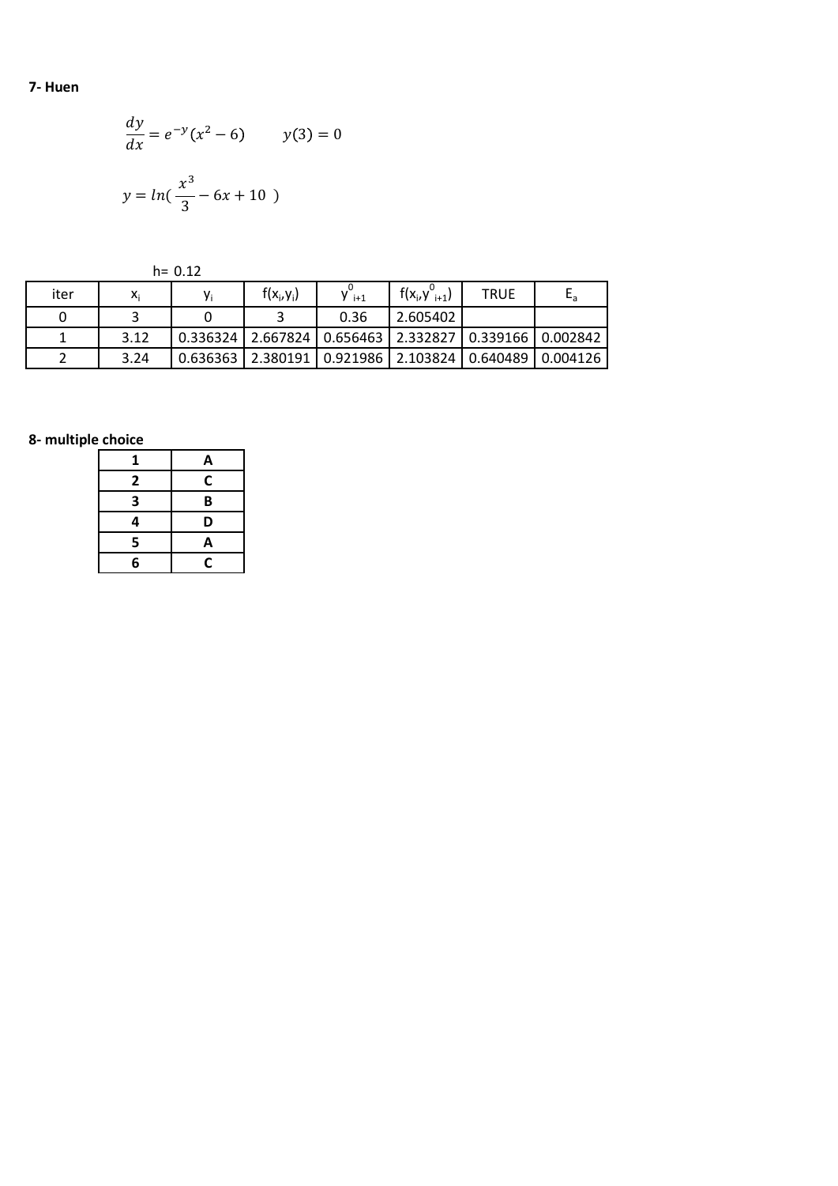**7- Huen**

$$\frac{dy}{dx} = e^{-y}(x^2 - 6) \qquad y(3) = 0$$

$$y = ln\left(\frac{x^3}{3} - 6x + 10\right)$$

h= 0.12

| iter | $x_i$ | $y_i$ | $f(x_i,y_i)$ | $y^0_{i+1}$ | $f(x_i,y^0_{i+1})$ | TRUE | $E_a$ |
|---|---|---|---|---|---|---|---|
| 0 | 3 | 0 | 3 | 0.36 | 2.605402 | | |
| 1 | 3.12 | 0.336324 | 2.667824 | 0.656463 | 2.332827 | 0.339166 | 0.002842 |
| 2 | 3.24 | 0.636363 | 2.380191 | 0.921986 | 2.103824 | 0.640489 | 0.004126 |

**8- multiple choice**

| | |
|---|---|
| 1 | A |
| 2 | C |
| 3 | B |
| 4 | D |
| 5 | A |
| 6 | C |